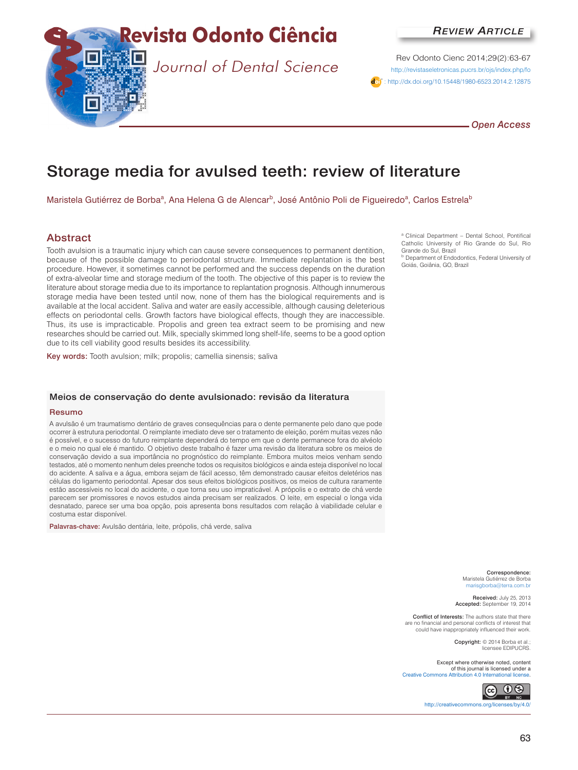Review Article

Open Access

# Storage media for avulsed teeth: review of literature

Maristela Gutiérrez de Borba[a], Ana Helena G de Alencar[b], José Antônio Poli de Figueiredo[a], Carlos Estrela[b]

[a] Clinical Department – Dental School, Pontifical Catholic University of Rio Grande do Sul, Rio Grande do Sul, Brazil
[b] Department of Endodontics, Federal University of Goiás, Goiânia, GO, Brazil

## Abstract

Tooth avulsion is a traumatic injury which can cause severe consequences to permanent dentition, because of the possible damage to periodontal structure. Immediate replantation is the best procedure. However, it sometimes cannot be performed and the success depends on the duration of extra-alveolar time and storage medium of the tooth. The objective of this paper is to review the literature about storage media due to its importance to replantation prognosis. Although innumerous storage media have been tested until now, none of them has the biological requirements and is available at the local accident. Saliva and water are easily accessible, although causing deleterious effects on periodontal cells. Growth factors have biological effects, though they are inaccessible. Thus, its use is impracticable. Propolis and green tea extract seem to be promising and new researches should be carried out. Milk, specially skimmed long shelf-life, seems to be a good option due to its cell viability good results besides its accessibility.

**Key words:** Tooth avulsion; milk; propolis; camellia sinensis; saliva

## Meios de conservação do dente avulsionado: revisão da literatura

### Resumo

A avulsão é um traumatismo dentário de graves consequências para o dente permanente pelo dano que pode ocorrer à estrutura periodontal. O reimplante imediato deve ser o tratamento de eleição, porém muitas vezes não é possível, e o sucesso do futuro reimplante dependerá do tempo em que o dente permanece fora do alvéolo e o meio no qual ele é mantido. O objetivo deste trabalho é fazer uma revisão da literatura sobre os meios de conservação devido a sua importância no prognóstico do reimplante. Embora muitos meios venham sendo testados, até o momento nenhum deles preenche todos os requisitos biológicos e ainda esteja disponível no local do acidente. A saliva e a água, embora sejam de fácil acesso, têm demonstrado causar efeitos deletérios nas células do ligamento periodontal. Apesar dos seus efeitos biológicos positivos, os meios de cultura raramente estão acessíveis no local do acidente, o que torna seu uso impraticável. A própolis e o extrato de chá verde parecem ser promissores e novos estudos ainda precisam ser realizados. O leite, em especial o longa vida desnatado, parece ser uma boa opção, pois apresenta bons resultados com relação à viabilidade celular e costuma estar disponível.

**Palavras-chave:** Avulsão dentária, leite, própolis, chá verde, saliva

**Correspondence:**
Maristela Gutiérrez de Borba
marisgborba@terra.com.br

**Received:** July 25, 2013
**Accepted:** September 19, 2014

**Conflict of Interests:** The authors state that there are no financial and personal conflicts of interest that could have inappropriately influenced their work.

**Copyright:** © 2014 Borba et al.; licensee EDIPUCRS.

Except where otherwise noted, content of this journal is licensed under a Creative Commons Attribution 4.0 International license.

http://creativecommons.org/licenses/by/4.0/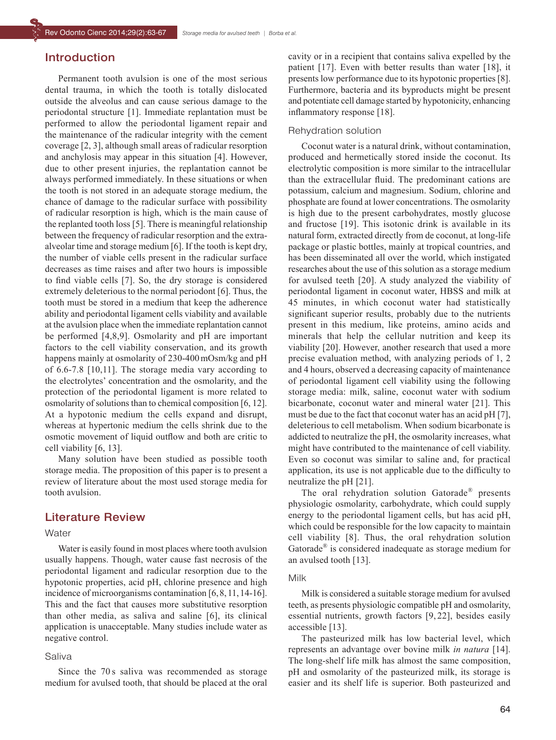## Introduction

Permanent tooth avulsion is one of the most serious dental trauma, in which the tooth is totally dislocated outside the alveolus and can cause serious damage to the periodontal structure [1]. Immediate replantation must be performed to allow the periodontal ligament repair and the maintenance of the radicular integrity with the cement coverage [2, 3], although small areas of radicular resorption and anchylosis may appear in this situation [4]. However, due to other present injuries, the replantation cannot be always performed immediately. In these situations or when the tooth is not stored in an adequate storage medium, the chance of damage to the radicular surface with possibility of radicular resorption is high, which is the main cause of the replanted tooth loss [5]. There is meaningful relationship between the frequency of radicular resorption and the extra-alveolar time and storage medium [6]. If the tooth is kept dry, the number of viable cells present in the radicular surface decreases as time raises and after two hours is impossible to find viable cells [7]. So, the dry storage is considered extremely deleterious to the normal periodont [6]. Thus, the tooth must be stored in a medium that keep the adherence ability and periodontal ligament cells viability and available at the avulsion place when the immediate replantation cannot be performed [4,8,9]. Osmolarity and pH are important factors to the cell viability conservation, and its growth happens mainly at osmolarity of 230-400 mOsm/kg and pH of 6.6-7.8 [10,11]. The storage media vary according to the electrolytes' concentration and the osmolarity, and the protection of the periodontal ligament is more related to osmolarity of solutions than to chemical composition [6, 12]. At a hypotonic medium the cells expand and disrupt, whereas at hypertonic medium the cells shrink due to the osmotic movement of liquid outflow and both are critic to cell viability [6, 13].

Many solution have been studied as possible tooth storage media. The proposition of this paper is to present a review of literature about the most used storage media for tooth avulsion.

## Literature Review

### Water

Water is easily found in most places where tooth avulsion usually happens. Though, water cause fast necrosis of the periodontal ligament and radicular resorption due to the hypotonic properties, acid pH, chlorine presence and high incidence of microorganisms contamination [6, 8, 11, 14-16]. This and the fact that causes more substitutive resorption than other media, as saliva and saline [6], its clinical application is unacceptable. Many studies include water as negative control.

### Saliva

Since the 70 s saliva was recommended as storage medium for avulsed tooth, that should be placed at the oral cavity or in a recipient that contains saliva expelled by the patient [17]. Even with better results than water [18], it presents low performance due to its hypotonic properties [8]. Furthermore, bacteria and its byproducts might be present and potentiate cell damage started by hypotonicity, enhancing inflammatory response [18].

### Rehydration solution

Coconut water is a natural drink, without contamination, produced and hermetically stored inside the coconut. Its electrolytic composition is more similar to the intracellular than the extracellular fluid. The predominant cations are potassium, calcium and magnesium. Sodium, chlorine and phosphate are found at lower concentrations. The osmolarity is high due to the present carbohydrates, mostly glucose and fructose [19]. This isotonic drink is available in its natural form, extracted directly from de coconut, at long-life package or plastic bottles, mainly at tropical countries, and has been disseminated all over the world, which instigated researches about the use of this solution as a storage medium for avulsed teeth [20]. A study analyzed the viability of periodontal ligament in coconut water, HBSS and milk at 45 minutes, in which coconut water had statistically significant superior results, probably due to the nutrients present in this medium, like proteins, amino acids and minerals that help the cellular nutrition and keep its viability [20]. However, another research that used a more precise evaluation method, with analyzing periods of 1, 2 and 4 hours, observed a decreasing capacity of maintenance of periodontal ligament cell viability using the following storage media: milk, saline, coconut water with sodium bicarbonate, coconut water and mineral water [21]. This must be due to the fact that coconut water has an acid pH [7], deleterious to cell metabolism. When sodium bicarbonate is addicted to neutralize the pH, the osmolarity increases, what might have contributed to the maintenance of cell viability. Even so coconut was similar to saline and, for practical application, its use is not applicable due to the difficulty to neutralize the pH [21].

The oral rehydration solution Gatorade® presents physiologic osmolarity, carbohydrate, which could supply energy to the periodontal ligament cells, but has acid pH, which could be responsible for the low capacity to maintain cell viability [8]. Thus, the oral rehydration solution Gatorade® is considered inadequate as storage medium for an avulsed tooth [13].

### Milk

Milk is considered a suitable storage medium for avulsed teeth, as presents physiologic compatible pH and osmolarity, essential nutrients, growth factors [9, 22], besides easily accessible [13].

The pasteurized milk has low bacterial level, which represents an advantage over bovine milk *in natura* [14]. The long-shelf life milk has almost the same composition, pH and osmolarity of the pasteurized milk, its storage is easier and its shelf life is superior. Both pasteurized and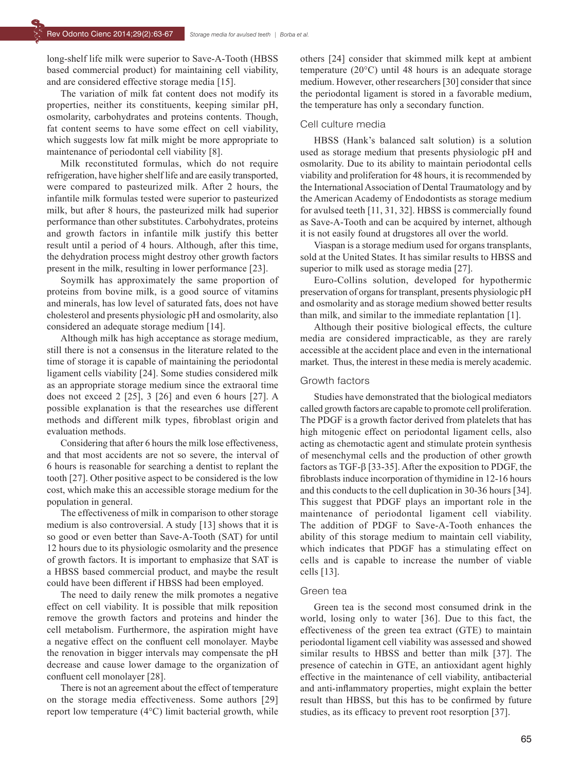long-shelf life milk were superior to Save-A-Tooth (HBSS based commercial product) for maintaining cell viability, and are considered effective storage media [15].

The variation of milk fat content does not modify its properties, neither its constituents, keeping similar pH, osmolarity, carbohydrates and proteins contents. Though, fat content seems to have some effect on cell viability, which suggests low fat milk might be more appropriate to maintenance of periodontal cell viability [8].

Milk reconstituted formulas, which do not require refrigeration, have higher shelf life and are easily transported, were compared to pasteurized milk. After 2 hours, the infantile milk formulas tested were superior to pasteurized milk, but after 8 hours, the pasteurized milk had superior performance than other substitutes. Carbohydrates, proteins and growth factors in infantile milk justify this better result until a period of 4 hours. Although, after this time, the dehydration process might destroy other growth factors present in the milk, resulting in lower performance [23].

Soymilk has approximately the same proportion of proteins from bovine milk, is a good source of vitamins and minerals, has low level of saturated fats, does not have cholesterol and presents physiologic pH and osmolarity, also considered an adequate storage medium [14].

Although milk has high acceptance as storage medium, still there is not a consensus in the literature related to the time of storage it is capable of maintaining the periodontal ligament cells viability [24]. Some studies considered milk as an appropriate storage medium since the extraoral time does not exceed 2 [25], 3 [26] and even 6 hours [27]. A possible explanation is that the researches use different methods and different milk types, fibroblast origin and evaluation methods.

Considering that after 6 hours the milk lose effectiveness, and that most accidents are not so severe, the interval of 6 hours is reasonable for searching a dentist to replant the tooth [27]. Other positive aspect to be considered is the low cost, which make this an accessible storage medium for the population in general.

The effectiveness of milk in comparison to other storage medium is also controversial. A study [13] shows that it is so good or even better than Save-A-Tooth (SAT) for until 12 hours due to its physiologic osmolarity and the presence of growth factors. It is important to emphasize that SAT is a HBSS based commercial product, and maybe the result could have been different if HBSS had been employed.

The need to daily renew the milk promotes a negative effect on cell viability. It is possible that milk reposition remove the growth factors and proteins and hinder the cell metabolism. Furthermore, the aspiration might have a negative effect on the confluent cell monolayer. Maybe the renovation in bigger intervals may compensate the pH decrease and cause lower damage to the organization of confluent cell monolayer [28].

There is not an agreement about the effect of temperature on the storage media effectiveness. Some authors [29] report low temperature (4°C) limit bacterial growth, while others [24] consider that skimmed milk kept at ambient temperature (20°C) until 48 hours is an adequate storage medium. However, other researchers [30] consider that since the periodontal ligament is stored in a favorable medium, the temperature has only a secondary function.

## Cell culture media

HBSS (Hank's balanced salt solution) is a solution used as storage medium that presents physiologic pH and osmolarity. Due to its ability to maintain periodontal cells viability and proliferation for 48 hours, it is recommended by the International Association of Dental Traumatology and by the American Academy of Endodontists as storage medium for avulsed teeth [11, 31, 32]. HBSS is commercially found as Save-A-Tooth and can be acquired by internet, although it is not easily found at drugstores all over the world.

Viaspan is a storage medium used for organs transplants, sold at the United States. It has similar results to HBSS and superior to milk used as storage media [27].

Euro-Collins solution, developed for hypothermic preservation of organs for transplant, presents physiologic pH and osmolarity and as storage medium showed better results than milk, and similar to the immediate replantation [1].

Although their positive biological effects, the culture media are considered impracticable, as they are rarely accessible at the accident place and even in the international market. Thus, the interest in these media is merely academic.

## Growth factors

Studies have demonstrated that the biological mediators called growth factors are capable to promote cell proliferation. The PDGF is a growth factor derived from platelets that has high mitogenic effect on periodontal ligament cells, also acting as chemotactic agent and stimulate protein synthesis of mesenchymal cells and the production of other growth factors as TGF-β [33-35]. After the exposition to PDGF, the fibroblasts induce incorporation of thymidine in 12-16 hours and this conducts to the cell duplication in 30-36 hours [34]. This suggest that PDGF plays an important role in the maintenance of periodontal ligament cell viability. The addition of PDGF to Save-A-Tooth enhances the ability of this storage medium to maintain cell viability, which indicates that PDGF has a stimulating effect on cells and is capable to increase the number of viable cells [13].

## Green tea

Green tea is the second most consumed drink in the world, losing only to water [36]. Due to this fact, the effectiveness of the green tea extract (GTE) to maintain periodontal ligament cell viability was assessed and showed similar results to HBSS and better than milk [37]. The presence of catechin in GTE, an antioxidant agent highly effective in the maintenance of cell viability, antibacterial and anti-inflammatory properties, might explain the better result than HBSS, but this has to be confirmed by future studies, as its efficacy to prevent root resorption [37].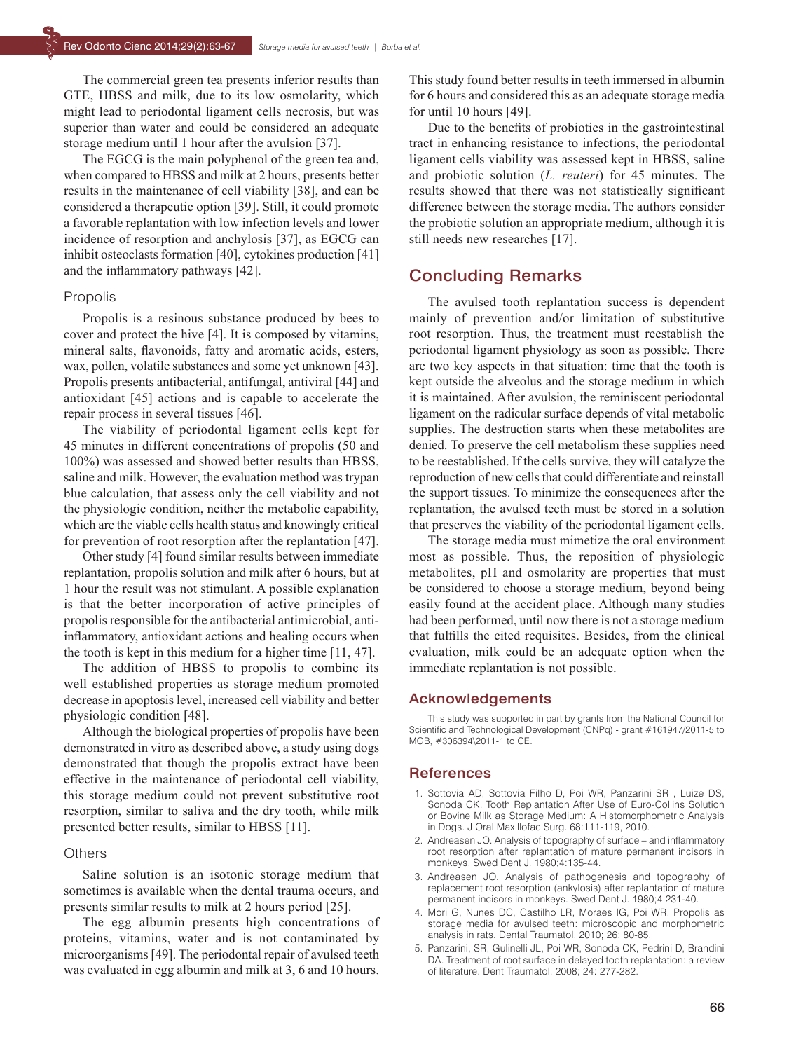The commercial green tea presents inferior results than GTE, HBSS and milk, due to its low osmolarity, which might lead to periodontal ligament cells necrosis, but was superior than water and could be considered an adequate storage medium until 1 hour after the avulsion [37].

The EGCG is the main polyphenol of the green tea and, when compared to HBSS and milk at 2 hours, presents better results in the maintenance of cell viability [38], and can be considered a therapeutic option [39]. Still, it could promote a favorable replantation with low infection levels and lower incidence of resorption and anchylosis [37], as EGCG can inhibit osteoclasts formation [40], cytokines production [41] and the inflammatory pathways [42].

### Propolis

Propolis is a resinous substance produced by bees to cover and protect the hive [4]. It is composed by vitamins, mineral salts, flavonoids, fatty and aromatic acids, esters, wax, pollen, volatile substances and some yet unknown [43]. Propolis presents antibacterial, antifungal, antiviral [44] and antioxidant [45] actions and is capable to accelerate the repair process in several tissues [46].

The viability of periodontal ligament cells kept for 45 minutes in different concentrations of propolis (50 and 100%) was assessed and showed better results than HBSS, saline and milk. However, the evaluation method was trypan blue calculation, that assess only the cell viability and not the physiologic condition, neither the metabolic capability, which are the viable cells health status and knowingly critical for prevention of root resorption after the replantation [47].

Other study [4] found similar results between immediate replantation, propolis solution and milk after 6 hours, but at 1 hour the result was not stimulant. A possible explanation is that the better incorporation of active principles of propolis responsible for the antibacterial antimicrobial, anti-inflammatory, antioxidant actions and healing occurs when the tooth is kept in this medium for a higher time [11, 47].

The addition of HBSS to propolis to combine its well established properties as storage medium promoted decrease in apoptosis level, increased cell viability and better physiologic condition [48].

Although the biological properties of propolis have been demonstrated in vitro as described above, a study using dogs demonstrated that though the propolis extract have been effective in the maintenance of periodontal cell viability, this storage medium could not prevent substitutive root resorption, similar to saliva and the dry tooth, while milk presented better results, similar to HBSS [11].

### Others

Saline solution is an isotonic storage medium that sometimes is available when the dental trauma occurs, and presents similar results to milk at 2 hours period [25].

The egg albumin presents high concentrations of proteins, vitamins, water and is not contaminated by microorganisms [49]. The periodontal repair of avulsed teeth was evaluated in egg albumin and milk at 3, 6 and 10 hours. This study found better results in teeth immersed in albumin for 6 hours and considered this as an adequate storage media for until 10 hours [49].

Due to the benefits of probiotics in the gastrointestinal tract in enhancing resistance to infections, the periodontal ligament cells viability was assessed kept in HBSS, saline and probiotic solution (*L. reuteri*) for 45 minutes. The results showed that there was not statistically significant difference between the storage media. The authors consider the probiotic solution an appropriate medium, although it is still needs new researches [17].

## Concluding Remarks

The avulsed tooth replantation success is dependent mainly of prevention and/or limitation of substitutive root resorption. Thus, the treatment must reestablish the periodontal ligament physiology as soon as possible. There are two key aspects in that situation: time that the tooth is kept outside the alveolus and the storage medium in which it is maintained. After avulsion, the reminiscent periodontal ligament on the radicular surface depends of vital metabolic supplies. The destruction starts when these metabolites are denied. To preserve the cell metabolism these supplies need to be reestablished. If the cells survive, they will catalyze the reproduction of new cells that could differentiate and reinstall the support tissues. To minimize the consequences after the replantation, the avulsed teeth must be stored in a solution that preserves the viability of the periodontal ligament cells.

The storage media must mimetize the oral environment most as possible. Thus, the reposition of physiologic metabolites, pH and osmolarity are properties that must be considered to choose a storage medium, beyond being easily found at the accident place. Although many studies had been performed, until now there is not a storage medium that fulfills the cited requisites. Besides, from the clinical evaluation, milk could be an adequate option when the immediate replantation is not possible.

## Acknowledgements

This study was supported in part by grants from the National Council for Scientific and Technological Development (CNPq) - grant #161947/2011-5 to MGB, #306394\2011-1 to CE.

## References

1. Sottovia AD, Sottovia Filho D, Poi WR, Panzarini SR , Luize DS, Sonoda CK. Tooth Replantation After Use of Euro-Collins Solution or Bovine Milk as Storage Medium: A Histomorphometric Analysis in Dogs. J Oral Maxillofac Surg. 68:111-119, 2010.
2. Andreasen JO. Analysis of topography of surface – and inflammatory root resorption after replantation of mature permanent incisors in monkeys. Swed Dent J. 1980;4:135-44.
3. Andreasen JO. Analysis of pathogenesis and topography of replacement root resorption (ankylosis) after replantation of mature permanent incisors in monkeys. Swed Dent J. 1980;4:231-40.
4. Mori G, Nunes DC, Castilho LR, Moraes IG, Poi WR. Propolis as storage media for avulsed teeth: microscopic and morphometric analysis in rats. Dental Traumatol. 2010; 26: 80-85.
5. Panzarini, SR, Gulinelli JL, Poi WR, Sonoda CK, Pedrini D, Brandini DA. Treatment of root surface in delayed tooth replantation: a review of literature. Dent Traumatol. 2008; 24: 277-282.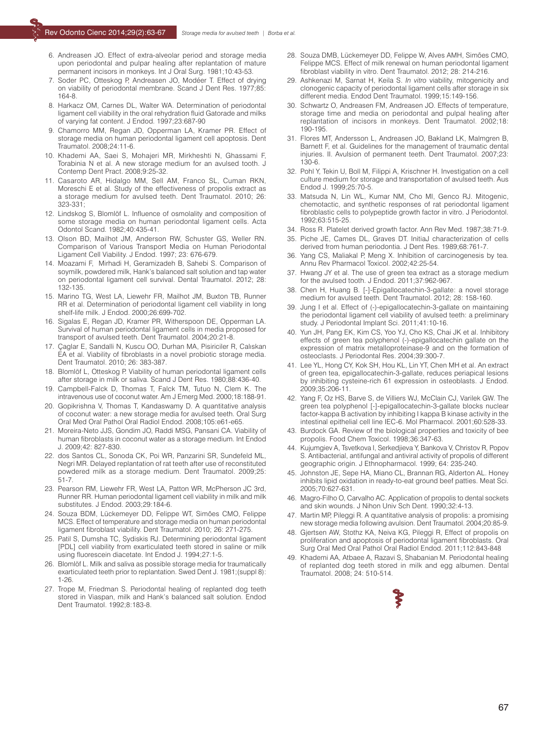6. Andreasen JO. Effect of extra-alveolar period and storage media upon periodontal and pulpar healing after replantation of mature permanent incisors in monkeys. Int J Oral Surg. 1981;10:43-53.
7. Soder PC, Otteskog P, Andreasen JO, Modéer T. Effect of drying on viability of periodontal membrane. Scand J Dent Res. 1977;85: 164-8.
8. Harkacz OM, Carnes DL, Walter WA. Determination of periodontal ligament cell viability in the oral rehydration fluid Gatorade and milks of varying fat content. J Endod. 1997;23:687-90
9. Chamorro MM, Regan JD, Opperman LA, Kramer PR. Effect of storage media on human periodontal ligament cell apoptosis. Dent Traumatol. 2008;24:11-6.
10. Khademi AA, Saei S, Mohajeri MR, Mirkheshti N, Ghassami F, Torabinia N et al. A new storage medium for an avulsed tooth. J Contemp Dent Pract. 2008;9:25-32.
11. Casaroto AR, Hidalgo MM, Sell AM, Franco SL, Cuman RKN, Moreschi E et al. Study of the effectiveness of propolis extract as a storage medium for avulsed teeth. Dent Traumatol. 2010; 26: 323-331;
12. Lindskog S, Blomlöf L. Influence of osmolality and composition of some storage media on human periodontal ligament cells. Acta Odontol Scand. 1982;40:435-41.
13. Olson BD, Mailhot JM, Anderson RW, Schuster GS, Weller RN. Comparison of Various Transport Media on Human Periodontal Ligament Cell Viability. J Endod. 1997; 23: 676-679.
14. Moazami F, Mirhadi H, Geramizadeh B, Sahebi S. Comparison of soymilk, powdered milk, Hank's balanced salt solution and tap water on periodontal ligament cell survival. Dental Traumatol. 2012; 28: 132-135.
15. Marino TG, West LA, Liewehr FR, Mailhot JM, Buxton TB, Runner RR et al. Determination of periodontal ligament cell viability in long shelf-life milk. J Endod. 2000;26:699-702.
16. Sigalas E, Regan JD, Kramer PR, Witherspoon DE, Opperman LA. Survival of human periodontal ligament cells in media proposed for transport of avulsed teeth. Dent Traumatol. 2004;20:21-8.
17. Çaglar E, Sandalli N, Kuscu OO, Durhan MA, Pisiriciler R, Calıskan EA et al. Viability of fibroblasts in a novel probiotic storage media. Dent Traumatol. 2010; 26: 383-387.
18. Blomlöf L, Otteskog P. Viability of human periodontal ligament cells after storage in milk or saliva. Scand J Dent Res. 1980;88:436-40.
19. Campbell-Falck D, Thomas T, Falck TM, Tutuo N, Clem K. The intravenous use of coconut water. Am J Emerg Med. 2000;18:188-91.
20. Gopikrishna V, Thomas T, Kandaswamy D. A quantitative analysis of coconut water: a new storage media for avulsed teeth. Oral Surg Oral Med Oral Pathol Oral Radiol Endod. 2008;105:e61-e65.
21. Moreira-Neto JJS, Gondim JO, Raddi MSG, Pansani CA. Viability of human fibroblasts in coconut water as a storage medium. Int Endod J. 2009;42: 827-830.
22. dos Santos CL, Sonoda CK, Poi WR, Panzarini SR, Sundefeld ML, Negri MR. Delayed replantation of rat teeth after use of reconstituted powdered milk as a storage medium. Dent Traumatol. 2009;25: 51-7.
23. Pearson RM, Liewehr FR, West LA, Patton WR, McPherson JC 3rd, Runner RR. Human periodontal ligament cell viability in milk and milk substitutes. J Endod. 2003;29:184-6.
24. Souza BDM, Lückemeyer DD, Felippe WT, Simões CMO, Felippe MCS. Effect of temperature and storage media on human periodontal ligament fibroblast viability. Dent Traumatol. 2010; 26: 271-275.
25. Patil S, Dumsha TC, Sydiskis RJ. Determining periodontal ligament [PDL] cell viability from exarticulated teeth stored in saline or milk using fluorescein diacetate. Int Endod J. 1994;27:1-5.
26. Blomlöf L. Milk and saliva as possible storage media for traumatically exarticulated teeth prior to replantation. Swed Dent J. 1981;(suppl 8): 1-26.
27. Trope M, Friedman S. Periodontal healing of replanted dog teeth stored in Viaspan, milk and Hank's balanced salt solution. Endod Dent Traumatol. 1992;8:183-8.
28. Souza DMB, Lückemeyer DD, Felippe W, Alves AMH, Simões CMO, Felippe MCS. Effect of milk renewal on human periodontal ligament fibroblast viability in vitro. Dent Traumatol. 2012; 28: 214-216.
29. Ashkenazi M, Sarnat H, Keila S. *In vitro* viability, mitogenicity and clonogenic capacity of periodontal ligament cells after storage in six different media. Endod Dent Traumatol. 1999;15:149-156.
30. Schwartz O, Andreasen FM, Andreasen JO. Effects of temperature, storage time and media on periodontal and pulpal healing after replantation of incisors in monkeys. Dent Traumatol. 2002;18: 190-195.
31. Flores MT, Andersson L, Andreasen JO, Bakland LK, Malmgren B, Barnett F, et al. Guidelines for the management of traumatic dental injuries. II. Avulsion of permanent teeth. Dent Traumatol. 2007;23: 130-6.
32. Pohl Y, Tekin U, Boll M, Filippi A, Krischner H. Investigation on a cell culture medium for storage and transportation of avulsed teeth. Aus Endod J. 1999;25:70-5.
33. Matsuda N, Lin WL, Kumar NM, Cho MI, Genco RJ. Mitogenic, chemotactic, and synthetic responses of rat periodontal ligament fibroblastic cells to polypeptide growth factor in vitro. J Periodontol. 1992;63:515-25.
34. Ross R. Platelet derived growth factor. Ann Rev Med. 1987;38:71-9.
35. Piche JE, Cames DL, Graves DT. InitiaJ characterization of cells derived from human periodontia. J Dent Res. 1989;68:761-7.
36. Yang CS, Maliakal P, Meng X. Inhibition of carcinogenesis by tea. Annu Rev Pharmacol Toxicol. 2002;42:25-54.
37. Hwang JY et al. The use of green tea extract as a storage medium for the avulsed tooth. J Endod. 2011;37:962-967.
38. Chen H, Huang B. [-]-Epigallocatechin-3-gallate: a novel storage medium for avulsed teeth. Dent Traumatol. 2012; 28: 158-160.
39. Jung I et al. Effect of (-)-epigallocatechin-3-gallate on maintaining the periodontal ligament cell viability of avulsed teeth: a preliminary study. J Periodontal Implant Sci. 2011;41:10-16.
40. Yun JH, Pang EK, Kim CS, Yoo YJ, Cho KS, Chai JK et al. Inhibitory effects of green tea polyphenol (-)-epigallocatechin gallate on the expression of matrix metalloproteinase-9 and on the formation of osteoclasts. J Periodontal Res. 2004;39:300-7.
41. Lee YL, Hong CY, Kok SH, Hou KL, Lin YT, Chen MH et al. An extract of green tea, epigallocatechin-3-gallate, reduces periapical lesions by inhibiting cysteine-rich 61 expression in osteoblasts. J Endod. 2009;35:206-11.
42. Yang F, Oz HS, Barve S, de Villiers WJ, McClain CJ, Varilek GW. The green tea polyphenol [-]-epigallocatechin-3-gallate blocks nuclear factor-kappa B activation by inhibiting I kappa B kinase activity in the intestinal epithelial cell line IEC-6. Mol Pharmacol. 2001;60:528-33.
43. Burdock GA. Review of the biological properties and toxicity of bee propolis. Food Chem Toxicol. 1998;36:347-63.
44. Kujumgiev A, Tsvetkova I, Serkedjieva Y, Bankova V, Christov R, Popov S. Antibacterial, antifungal and antiviral activity of propolis of different geographic origin. J Ethnopharmacol. 1999; 64: 235-240.
45. Johnston JE, Sepe HA, Miano CL, Brannan RG, Alderton AL. Honey inhibits lipid oxidation in ready-to-eat ground beef patties. Meat Sci. 2005;70:627-631.
46. Magro-Filho O, Carvalho AC. Application of propolis to dental sockets and skin wounds. J Nihon Univ Sch Dent. 1990;32:4-13.
47. Martin MP, Pileggi R. A quantitative analysis of propolis: a promising new storage media following avulsion. Dent Traumatol. 2004;20:85-9.
48. Gjertsen AW, Stothz KA, Neiva KG, Pileggi R, Effect of propolis on proliferation and apoptosis of periodontal ligament fibroblasts. Oral Surg Oral Med Oral Pathol Oral Radiol Endod. 2011;112:843-848
49. Khademi AA, Atbaee A, Razavi S, Shabanian M. Periodontal healing of replanted dog teeth stored in milk and egg albumen. Dental Traumatol. 2008; 24: 510-514.